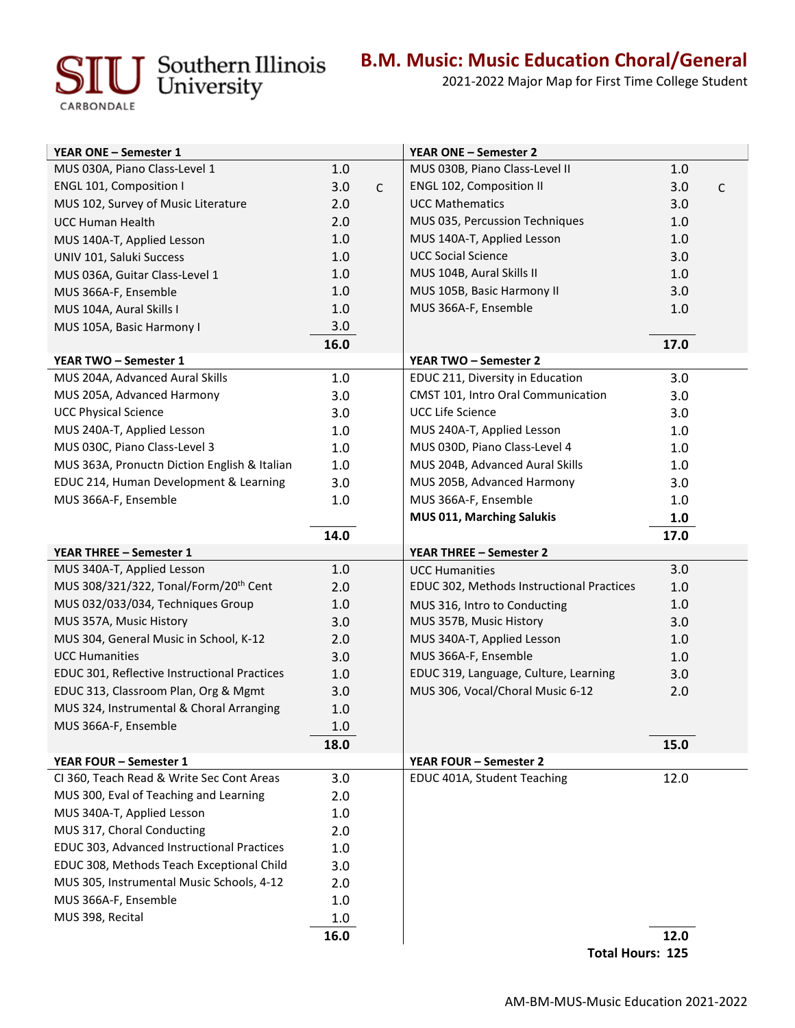# B.M. Music: Music Education Choral/General

2021-2022 Major Map for First Time College Student

| YEAR ONE – Semester 1 | | | YEAR ONE – Semester 2 | | |
|---|---|---|---|---|---|
| MUS 030A, Piano Class-Level 1 | 1.0 | | MUS 030B, Piano Class-Level II | 1.0 | |
| ENGL 101, Composition I | 3.0 | C | ENGL 102, Composition II | 3.0 | C |
| MUS 102, Survey of Music Literature | 2.0 | | UCC Mathematics | 3.0 | |
| UCC Human Health | 2.0 | | MUS 035, Percussion Techniques | 1.0 | |
| MUS 140A-T, Applied Lesson | 1.0 | | MUS 140A-T, Applied Lesson | 1.0 | |
| UNIV 101, Saluki Success | 1.0 | | UCC Social Science | 3.0 | |
| MUS 036A, Guitar Class-Level 1 | 1.0 | | MUS 104B, Aural Skills II | 1.0 | |
| MUS 366A-F, Ensemble | 1.0 | | MUS 105B, Basic Harmony II | 3.0 | |
| MUS 104A, Aural Skills I | 1.0 | | MUS 366A-F, Ensemble | 1.0 | |
| MUS 105A, Basic Harmony I | 3.0 | | | | |
| | **16.0** | | | **17.0** | |
| **YEAR TWO – Semester 1** | | | **YEAR TWO – Semester 2** | | |
| MUS 204A, Advanced Aural Skills | 1.0 | | EDUC 211, Diversity in Education | 3.0 | |
| MUS 205A, Advanced Harmony | 3.0 | | CMST 101, Intro Oral Communication | 3.0 | |
| UCC Physical Science | 3.0 | | UCC Life Science | 3.0 | |
| MUS 240A-T, Applied Lesson | 1.0 | | MUS 240A-T, Applied Lesson | 1.0 | |
| MUS 030C, Piano Class-Level 3 | 1.0 | | MUS 030D, Piano Class-Level 4 | 1.0 | |
| MUS 363A, Pronuctn Diction English & Italian | 1.0 | | MUS 204B, Advanced Aural Skills | 1.0 | |
| EDUC 214, Human Development & Learning | 3.0 | | MUS 205B, Advanced Harmony | 3.0 | |
| MUS 366A-F, Ensemble | 1.0 | | MUS 366A-F, Ensemble | 1.0 | |
| | | | **MUS 011, Marching Salukis** | **1.0** | |
| | **14.0** | | | **17.0** | |
| **YEAR THREE – Semester 1** | | | **YEAR THREE – Semester 2** | | |
| MUS 340A-T, Applied Lesson | 1.0 | | UCC Humanities | 3.0 | |
| MUS 308/321/322, Tonal/Form/20th Cent | 2.0 | | EDUC 302, Methods Instructional Practices | 1.0 | |
| MUS 032/033/034, Techniques Group | 1.0 | | MUS 316, Intro to Conducting | 1.0 | |
| MUS 357A, Music History | 3.0 | | MUS 357B, Music History | 3.0 | |
| MUS 304, General Music in School, K-12 | 2.0 | | MUS 340A-T, Applied Lesson | 1.0 | |
| UCC Humanities | 3.0 | | MUS 366A-F, Ensemble | 1.0 | |
| EDUC 301, Reflective Instructional Practices | 1.0 | | EDUC 319, Language, Culture, Learning | 3.0 | |
| EDUC 313, Classroom Plan, Org & Mgmt | 3.0 | | MUS 306, Vocal/Choral Music 6-12 | 2.0 | |
| MUS 324, Instrumental & Choral Arranging | 1.0 | | | | |
| MUS 366A-F, Ensemble | 1.0 | | | | |
| | **18.0** | | | **15.0** | |
| **YEAR FOUR – Semester 1** | | | **YEAR FOUR – Semester 2** | | |
| CI 360, Teach Read & Write Sec Cont Areas | 3.0 | | EDUC 401A, Student Teaching | 12.0 | |
| MUS 300, Eval of Teaching and Learning | 2.0 | | | | |
| MUS 340A-T, Applied Lesson | 1.0 | | | | |
| MUS 317, Choral Conducting | 2.0 | | | | |
| EDUC 303, Advanced Instructional Practices | 1.0 | | | | |
| EDUC 308, Methods Teach Exceptional Child | 3.0 | | | | |
| MUS 305, Instrumental Music Schools, 4-12 | 2.0 | | | | |
| MUS 366A-F, Ensemble | 1.0 | | | | |
| MUS 398, Recital | 1.0 | | | | |
| | **16.0** | | | **12.0** | |
| | | | | **Total Hours: 125** | |

AM-BM-MUS-Music Education 2021-2022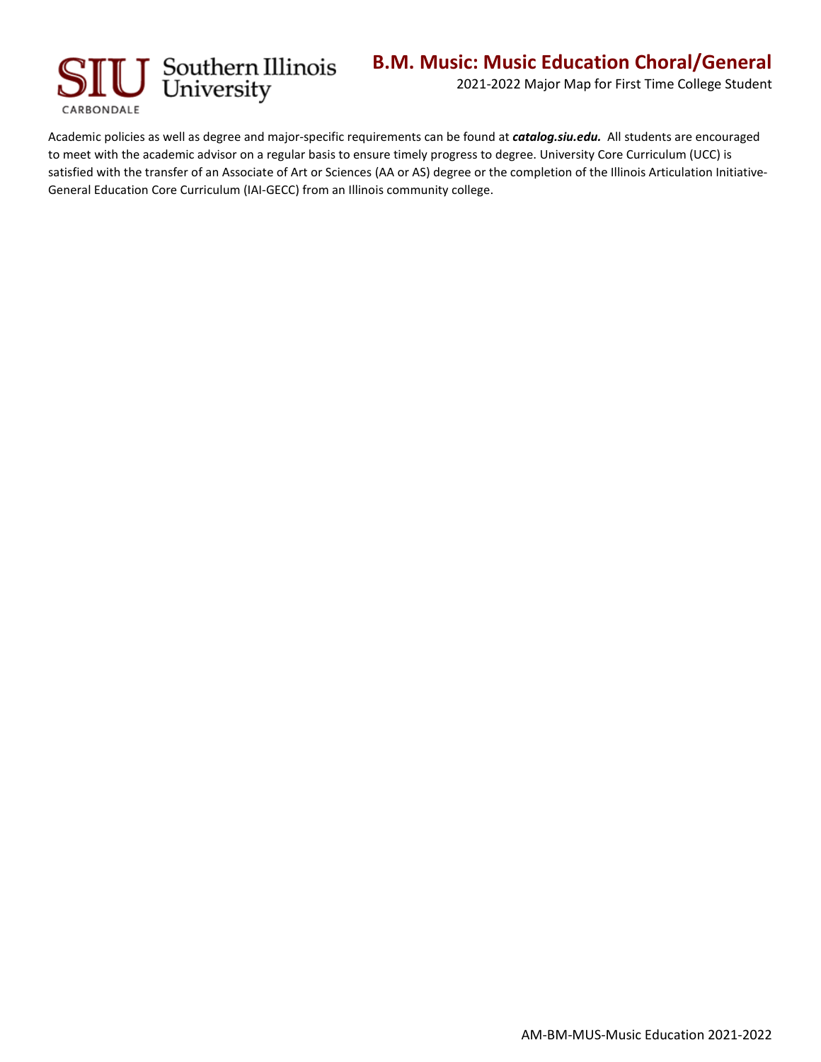# B.M. Music: Music Education Choral/General

2021-2022 Major Map for First Time College Student

Academic policies as well as degree and major-specific requirements can be found at ***catalog.siu.edu.*** All students are encouraged to meet with the academic advisor on a regular basis to ensure timely progress to degree. University Core Curriculum (UCC) is satisfied with the transfer of an Associate of Art or Sciences (AA or AS) degree or the completion of the Illinois Articulation Initiative-General Education Core Curriculum (IAI-GECC) from an Illinois community college.